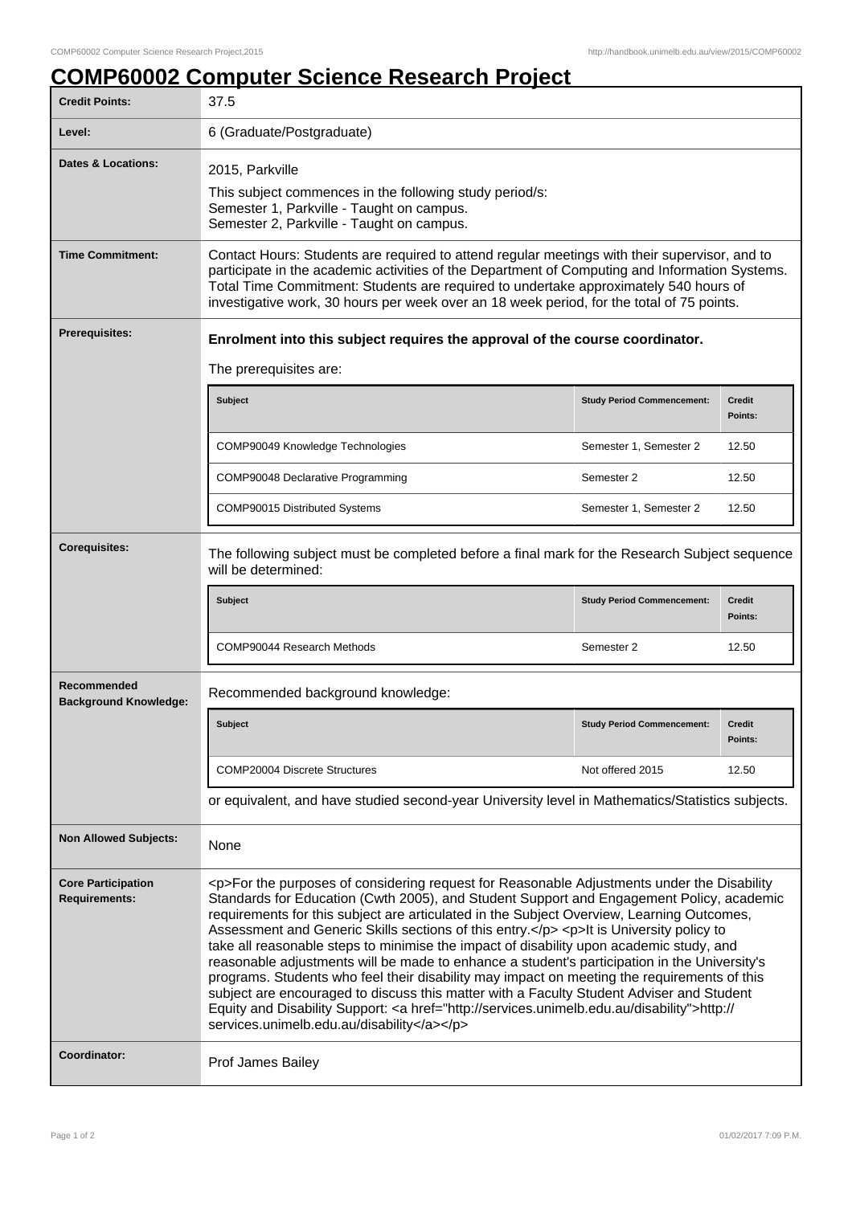# COMP60002 Computer Science Research Project

| | |
|---|---|
| **Credit Points:** | 37.5 |
| **Level:** | 6 (Graduate/Postgraduate) |
| **Dates & Locations:** | 2015, Parkville<br>This subject commences in the following study period/s:<br>Semester 1, Parkville - Taught on campus.<br>Semester 2, Parkville - Taught on campus. |
| **Time Commitment:** | Contact Hours: Students are required to attend regular meetings with their supervisor, and to participate in the academic activities of the Department of Computing and Information Systems. Total Time Commitment: Students are required to undertake approximately 540 hours of investigative work, 30 hours per week over an 18 week period, for the total of 75 points. |
| **Prerequisites:** | **Enrolment into this subject requires the approval of the course coordinator.**<br>The prerequisites are: |

| Subject | Study Period Commencement: | Credit Points: |
|---|---|---|
| COMP90049 Knowledge Technologies | Semester 1, Semester 2 | 12.50 |
| COMP90048 Declarative Programming | Semester 2 | 12.50 |
| COMP90015 Distributed Systems | Semester 1, Semester 2 | 12.50 |

**Corequisites:**

The following subject must be completed before a final mark for the Research Subject sequence will be determined:

| Subject | Study Period Commencement: | Credit Points: |
|---|---|---|
| COMP90044 Research Methods | Semester 2 | 12.50 |

**Recommended Background Knowledge:**

Recommended background knowledge:

| Subject | Study Period Commencement: | Credit Points: |
|---|---|---|
| COMP20004 Discrete Structures | Not offered 2015 | 12.50 |

or equivalent, and have studied second-year University level in Mathematics/Statistics subjects.

| | |
|---|---|
| **Non Allowed Subjects:** | None |
| **Core Participation Requirements:** | <p>For the purposes of considering request for Reasonable Adjustments under the Disability Standards for Education (Cwth 2005), and Student Support and Engagement Policy, academic requirements for this subject are articulated in the Subject Overview, Learning Outcomes, Assessment and Generic Skills sections of this entry.</p> <p>It is University policy to take all reasonable steps to minimise the impact of disability upon academic study, and reasonable adjustments will be made to enhance a student's participation in the University's programs. Students who feel their disability may impact on meeting the requirements of this subject are encouraged to discuss this matter with a Faculty Student Adviser and Student Equity and Disability Support: <a href="http://services.unimelb.edu.au/disability">http://services.unimelb.edu.au/disability</a></p> |
| **Coordinator:** | Prof James Bailey |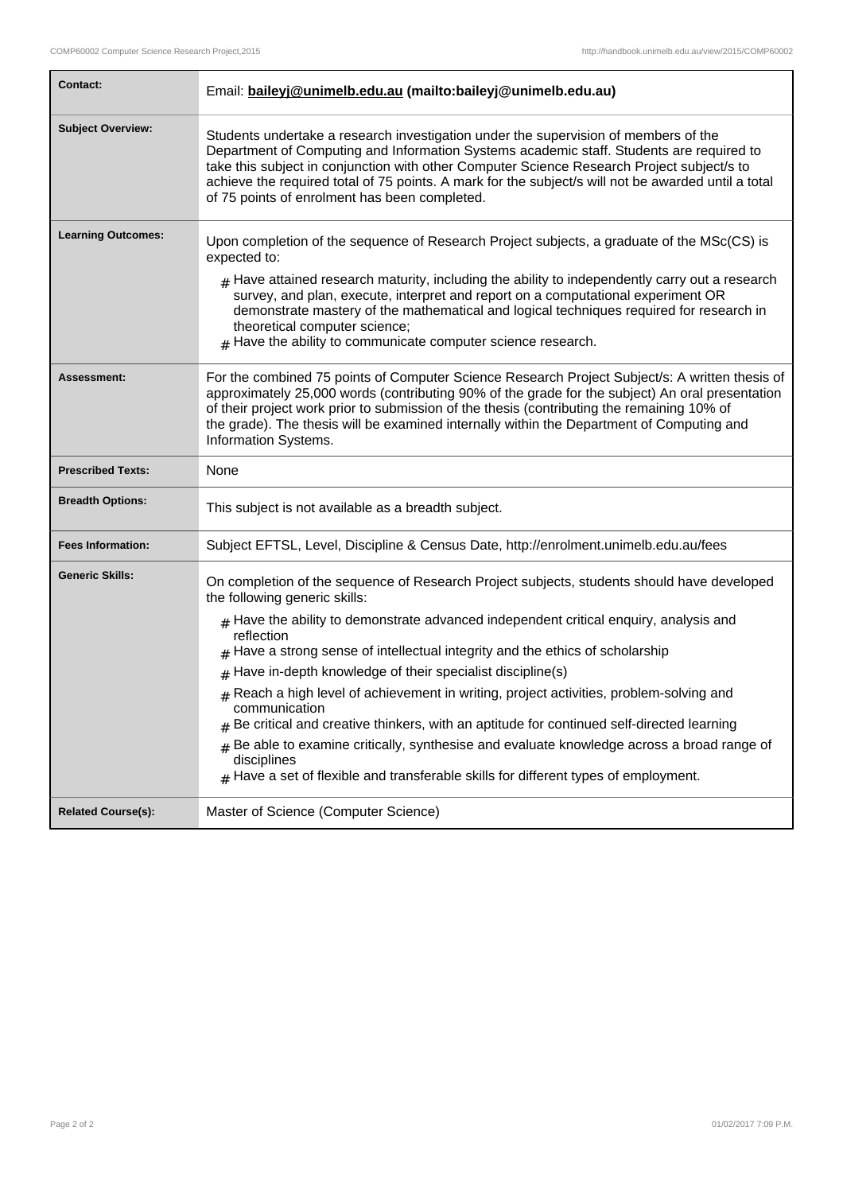| | |
|---|---|
| **Contact:** | Email: **baileyj@unimelb.edu.au (mailto:baileyj@unimelb.edu.au)** |
| **Subject Overview:** | Students undertake a research investigation under the supervision of members of the Department of Computing and Information Systems academic staff. Students are required to take this subject in conjunction with other Computer Science Research Project subject/s to achieve the required total of 75 points. A mark for the subject/s will not be awarded until a total of 75 points of enrolment has been completed. |
| **Learning Outcomes:** | Upon completion of the sequence of Research Project subjects, a graduate of the MSc(CS) is expected to:<br># Have attained research maturity, including the ability to independently carry out a research survey, and plan, execute, interpret and report on a computational experiment OR demonstrate mastery of the mathematical and logical techniques required for research in theoretical computer science;<br># Have the ability to communicate computer science research. |
| **Assessment:** | For the combined 75 points of Computer Science Research Project Subject/s: A written thesis of approximately 25,000 words (contributing 90% of the grade for the subject) An oral presentation of their project work prior to submission of the thesis (contributing the remaining 10% of the grade). The thesis will be examined internally within the Department of Computing and Information Systems. |
| **Prescribed Texts:** | None |
| **Breadth Options:** | This subject is not available as a breadth subject. |
| **Fees Information:** | Subject EFTSL, Level, Discipline & Census Date, http://enrolment.unimelb.edu.au/fees |
| **Generic Skills:** | On completion of the sequence of Research Project subjects, students should have developed the following generic skills:<br># Have the ability to demonstrate advanced independent critical enquiry, analysis and reflection<br># Have a strong sense of intellectual integrity and the ethics of scholarship<br># Have in-depth knowledge of their specialist discipline(s)<br># Reach a high level of achievement in writing, project activities, problem-solving and communication<br># Be critical and creative thinkers, with an aptitude for continued self-directed learning<br># Be able to examine critically, synthesise and evaluate knowledge across a broad range of disciplines<br># Have a set of flexible and transferable skills for different types of employment. |
| **Related Course(s):** | Master of Science (Computer Science) |